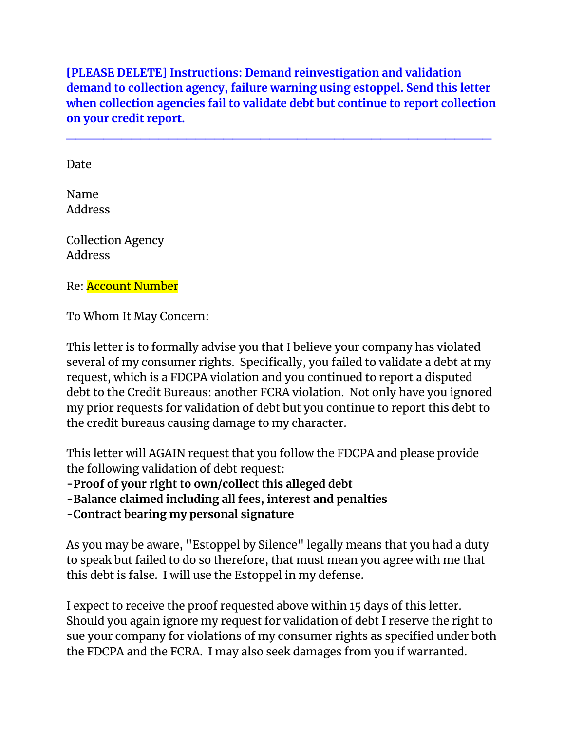**[PLEASE DELETE] Instructions: Demand reinvestigation and validation demand to collection agency, failure warning using estoppel. Send this letter when collection agencies fail to validate debt but continue to report collection on your credit report.**

---

Date

Name
Address

Collection Agency
Address

Re: Account Number

To Whom It May Concern:

This letter is to formally advise you that I believe your company has violated several of my consumer rights. Specifically, you failed to validate a debt at my request, which is a FDCPA violation and you continued to report a disputed debt to the Credit Bureaus: another FCRA violation. Not only have you ignored my prior requests for validation of debt but you continue to report this debt to the credit bureaus causing damage to my character.

This letter will AGAIN request that you follow the FDCPA and please provide the following validation of debt request:
**-Proof of your right to own/collect this alleged debt**
**-Balance claimed including all fees, interest and penalties**
**-Contract bearing my personal signature**

As you may be aware, "Estoppel by Silence" legally means that you had a duty to speak but failed to do so therefore, that must mean you agree with me that this debt is false. I will use the Estoppel in my defense.

I expect to receive the proof requested above within 15 days of this letter. Should you again ignore my request for validation of debt I reserve the right to sue your company for violations of my consumer rights as specified under both the FDCPA and the FCRA. I may also seek damages from you if warranted.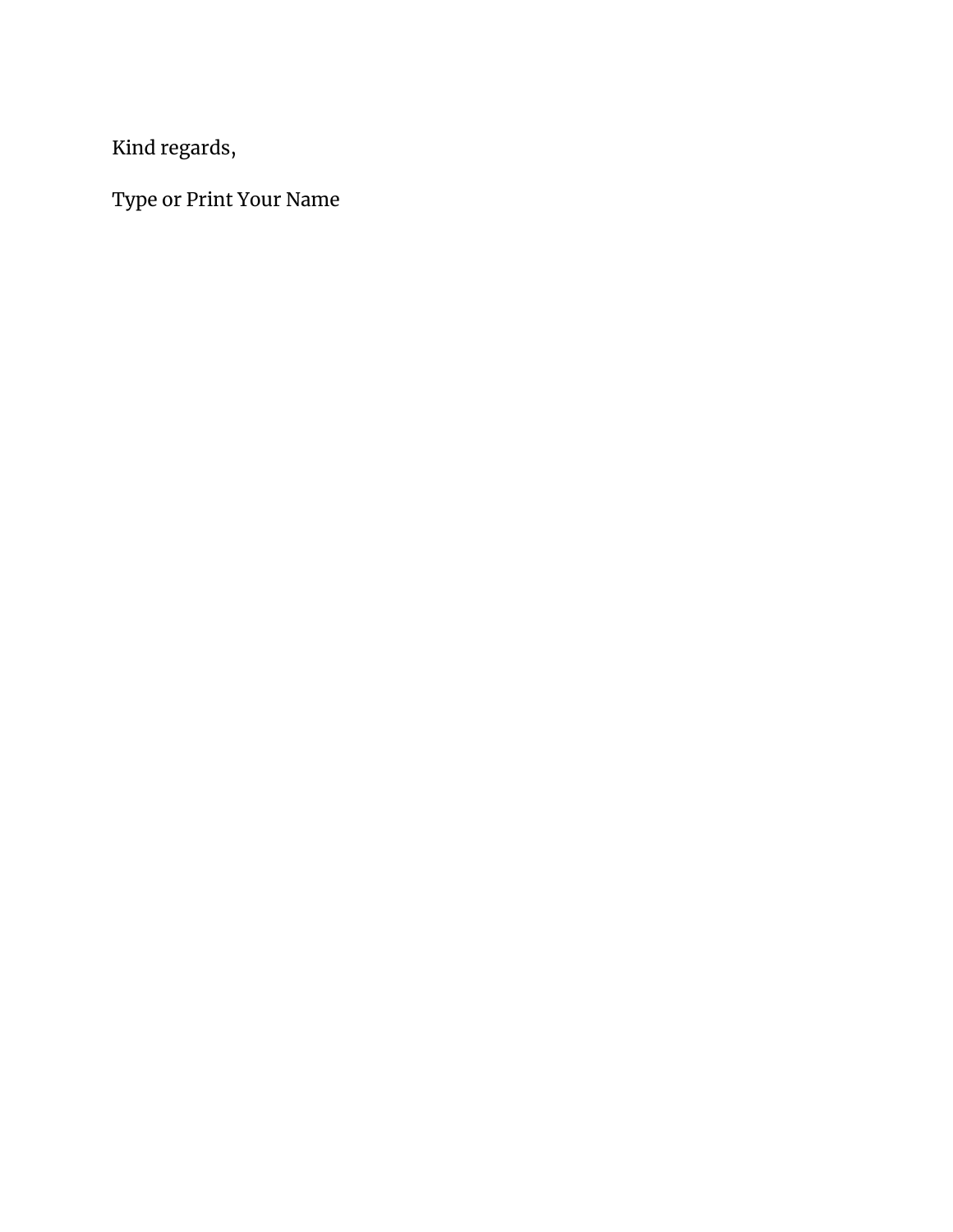Kind regards,

Type or Print Your Name